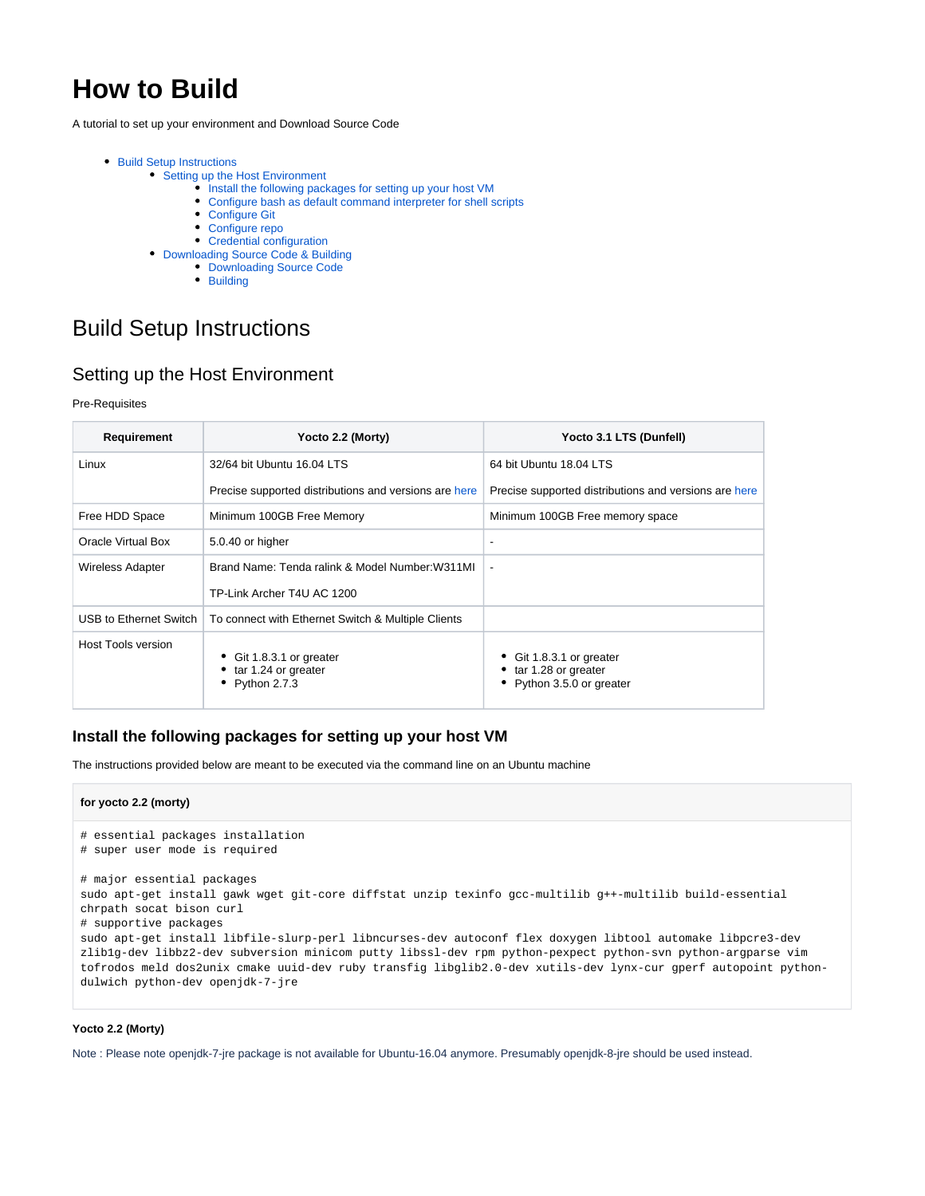# How to Build

A tutorial to set up your environment and Download Source Code

- Build Setup Instructions
  - Setting up the Host Environment
    - Install the following packages for setting up your host VM
    - Configure bash as default command interpreter for shell scripts
    - Configure Git
    - Configure repo
    - Credential configuration
  - Downloading Source Code & Building
    - Downloading Source Code
    - Building

# Build Setup Instructions

## Setting up the Host Environment

Pre-Requisites

| Requirement | Yocto 2.2 (Morty) | Yocto 3.1 LTS (Dunfell) |
|---|---|---|
| Linux | 32/64 bit Ubuntu 16.04 LTS<br><br>Precise supported distributions and versions are here | 64 bit Ubuntu 18.04 LTS<br><br>Precise supported distributions and versions are here |
| Free HDD Space | Minimum 100GB Free Memory | Minimum 100GB Free memory space |
| Oracle Virtual Box | 5.0.40 or higher | - |
| Wireless Adapter | Brand Name: Tenda ralink & Model Number:W311MI<br><br>TP-Link Archer T4U AC 1200 | - |
| USB to Ethernet Switch | To connect with Ethernet Switch & Multiple Clients | |
| Host Tools version | • Git 1.8.3.1 or greater<br>• tar 1.24 or greater<br>• Python 2.7.3 | • Git 1.8.3.1 or greater<br>• tar 1.28 or greater<br>• Python 3.5.0 or greater |

### Install the following packages for setting up your host VM

The instructions provided below are meant to be executed via the command line on an Ubuntu machine

**for yocto 2.2 (morty)**

```
# essential packages installation
# super user mode is required

# major essential packages
sudo apt-get install gawk wget git-core diffstat unzip texinfo gcc-multilib g++-multilib build-essential
chrpath socat bison curl
# supportive packages
sudo apt-get install libfile-slurp-perl libncurses-dev autoconf flex doxygen libtool automake libpcre3-dev
zlib1g-dev libbz2-dev subversion minicom putty libssl-dev rpm python-pexpect python-svn python-argparse vim
tofrodos meld dos2unix cmake uuid-dev ruby transfig libglib2.0-dev xutils-dev lynx-cur gperf autopoint python-
dulwich python-dev openjdk-7-jre
```

**Yocto 2.2 (Morty)**

Note : Please note openjdk-7-jre package is not available for Ubuntu-16.04 anymore. Presumably openjdk-8-jre should be used instead.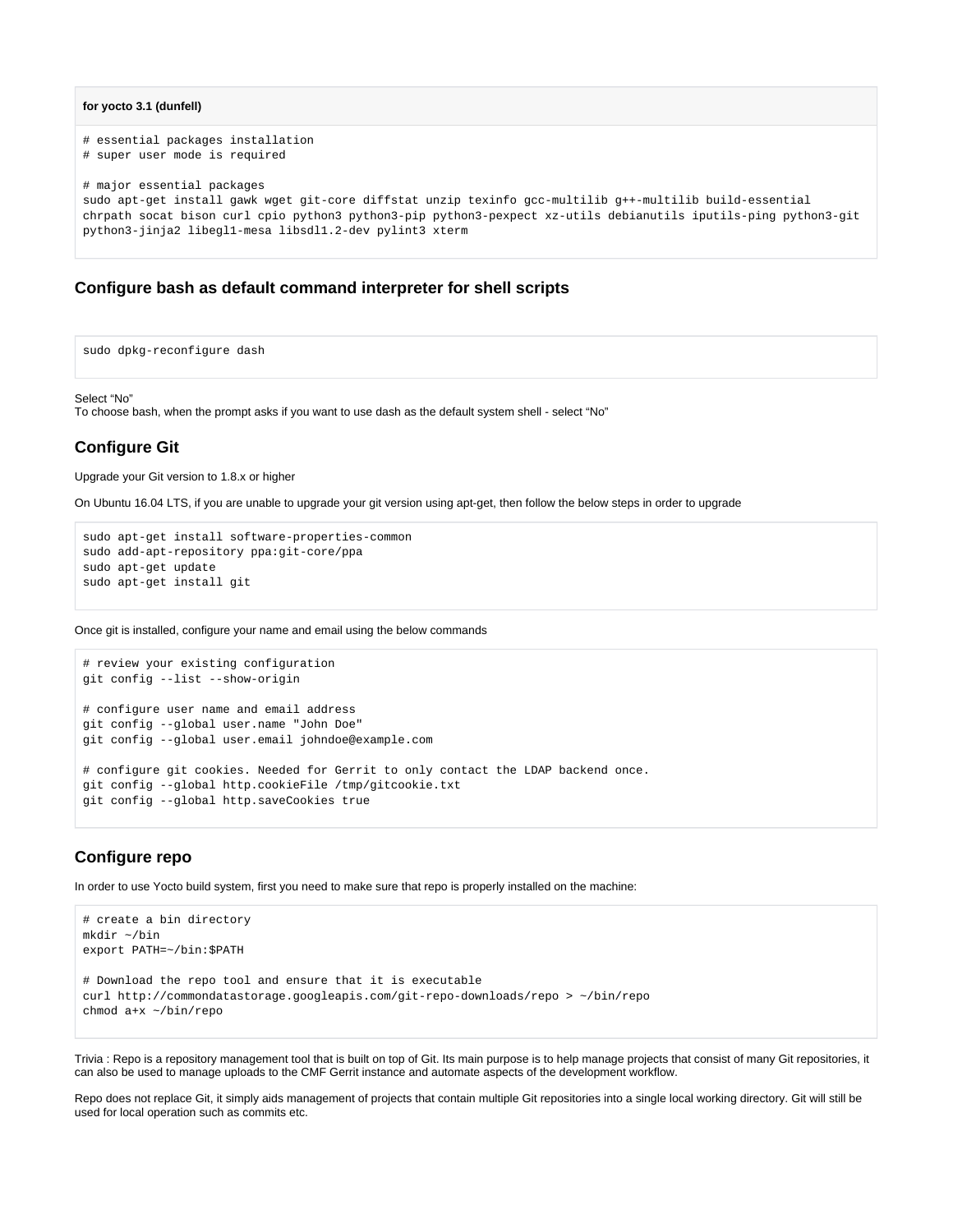**for yocto 3.1 (dunfell)**

```
# essential packages installation
# super user mode is required

# major essential packages
sudo apt-get install gawk wget git-core diffstat unzip texinfo gcc-multilib g++-multilib build-essential
chrpath socat bison curl cpio python3 python3-pip python3-pexpect xz-utils debianutils iputils-ping python3-git
python3-jinja2 libegl1-mesa libsdl1.2-dev pylint3 xterm
```

### Configure bash as default command interpreter for shell scripts

```
sudo dpkg-reconfigure dash
```

Select “No”
To choose bash, when the prompt asks if you want to use dash as the default system shell - select “No”

## Configure Git

Upgrade your Git version to 1.8.x or higher

On Ubuntu 16.04 LTS, if you are unable to upgrade your git version using apt-get, then follow the below steps in order to upgrade

```
sudo apt-get install software-properties-common
sudo add-apt-repository ppa:git-core/ppa
sudo apt-get update
sudo apt-get install git
```

Once git is installed, configure your name and email using the below commands

```
# review your existing configuration
git config --list --show-origin

# configure user name and email address
git config --global user.name "John Doe"
git config --global user.email johndoe@example.com

# configure git cookies. Needed for Gerrit to only contact the LDAP backend once.
git config --global http.cookieFile /tmp/gitcookie.txt
git config --global http.saveCookies true
```

## Configure repo

In order to use Yocto build system, first you need to make sure that repo is properly installed on the machine:

```
# create a bin directory
mkdir ~/bin
export PATH=~/bin:$PATH

# Download the repo tool and ensure that it is executable
curl http://commondatastorage.googleapis.com/git-repo-downloads/repo > ~/bin/repo
chmod a+x ~/bin/repo
```

Trivia : Repo is a repository management tool that is built on top of Git. Its main purpose is to help manage projects that consist of many Git repositories, it can also be used to manage uploads to the CMF Gerrit instance and automate aspects of the development workflow.

Repo does not replace Git, it simply aids management of projects that contain multiple Git repositories into a single local working directory. Git will still be used for local operation such as commits etc.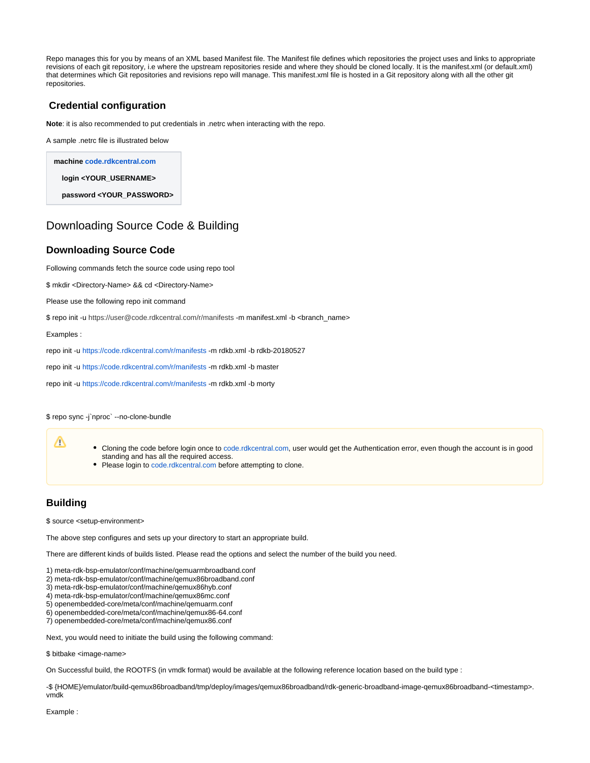Repo manages this for you by means of an XML based Manifest file. The Manifest file defines which repositories the project uses and links to appropriate revisions of each git repository, i.e where the upstream repositories reside and where they should be cloned locally. It is the manifest.xml (or default.xml) that determines which Git repositories and revisions repo will manage. This manifest.xml file is hosted in a Git repository along with all the other git repositories.

### Credential configuration

**Note**: it is also recommended to put credentials in .netrc when interacting with the repo.

A sample .netrc file is illustrated below

```
machine code.rdkcentral.com
   login <YOUR_USERNAME>
   password <YOUR_PASSWORD>
```

## Downloading Source Code & Building

### Downloading Source Code

Following commands fetch the source code using repo tool

$ mkdir <Directory-Name> && cd <Directory-Name>

Please use the following repo init command

$ repo init -u https://user@code.rdkcentral.com/r/manifests -m manifest.xml -b <branch_name>

Examples :

repo init -u https://code.rdkcentral.com/r/manifests -m rdkb.xml -b rdkb-20180527

repo init -u https://code.rdkcentral.com/r/manifests -m rdkb.xml -b master

repo init -u https://code.rdkcentral.com/r/manifests -m rdkb.xml -b morty

$ repo sync -j`nproc` --no-clone-bundle

> ⚠
> - Cloning the code before login once to code.rdkcentral.com, user would get the Authentication error, even though the account is in good standing and has all the required access.
> - Please login to code.rdkcentral.com before attempting to clone.

### Building

$ source <setup-environment>

The above step configures and sets up your directory to start an appropriate build.

There are different kinds of builds listed. Please read the options and select the number of the build you need.

1) meta-rdk-bsp-emulator/conf/machine/qemuarmbroadband.conf
2) meta-rdk-bsp-emulator/conf/machine/qemux86broadband.conf
3) meta-rdk-bsp-emulator/conf/machine/qemux86hyb.conf
4) meta-rdk-bsp-emulator/conf/machine/qemux86mc.conf
5) openembedded-core/meta/conf/machine/qemuarm.conf
6) openembedded-core/meta/conf/machine/qemux86-64.conf
7) openembedded-core/meta/conf/machine/qemux86.conf

Next, you would need to initiate the build using the following command:

$ bitbake <image-name>

On Successful build, the ROOTFS (in vmdk format) would be available at the following reference location based on the build type :

-$ {HOME}/emulator/build-qemux86broadband/tmp/deploy/images/qemux86broadband/rdk-generic-broadband-image-qemux86broadband-<timestamp>.vmdk

Example :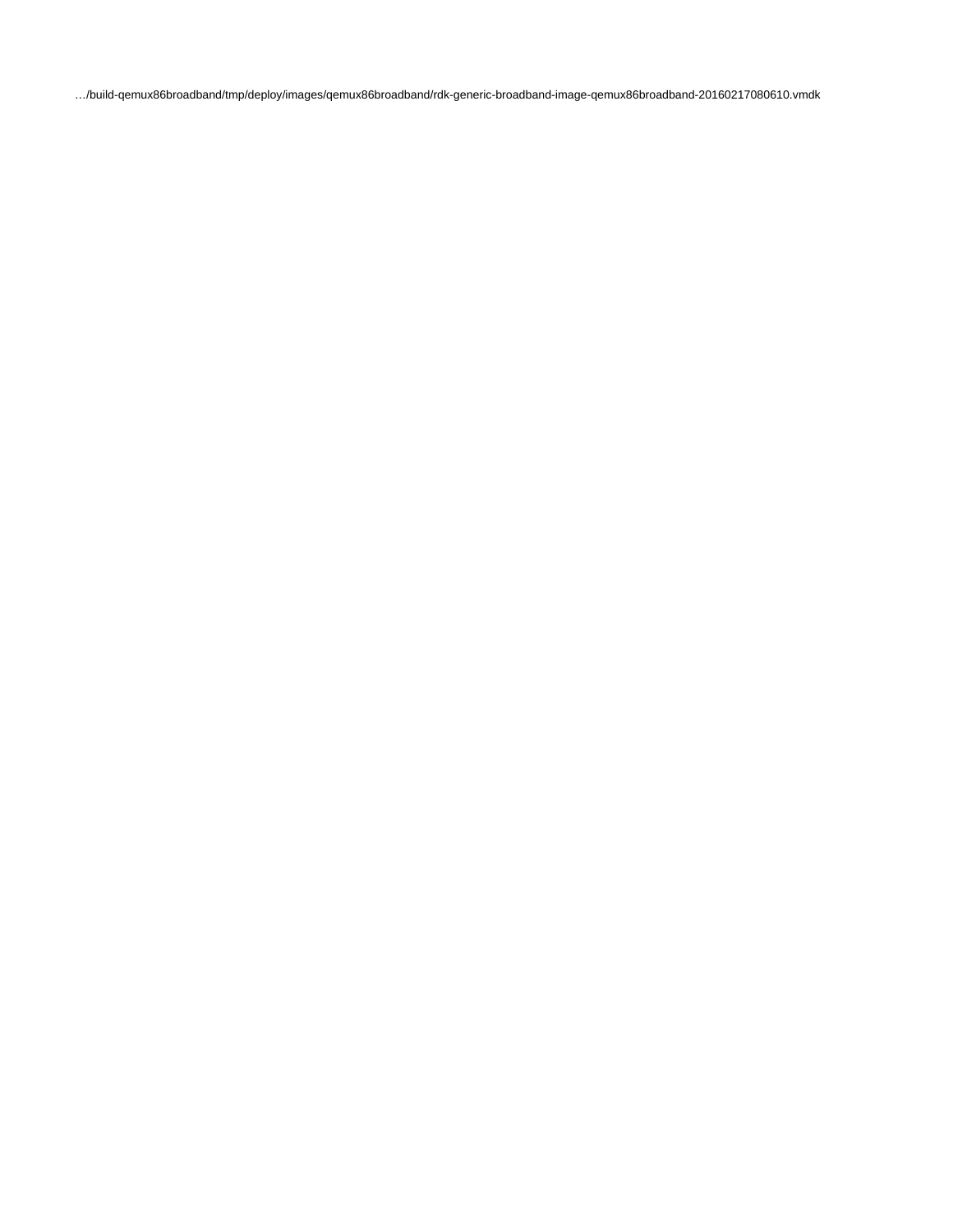…/build-qemux86broadband/tmp/deploy/images/qemux86broadband/rdk-generic-broadband-image-qemux86broadband-20160217080610.vmdk